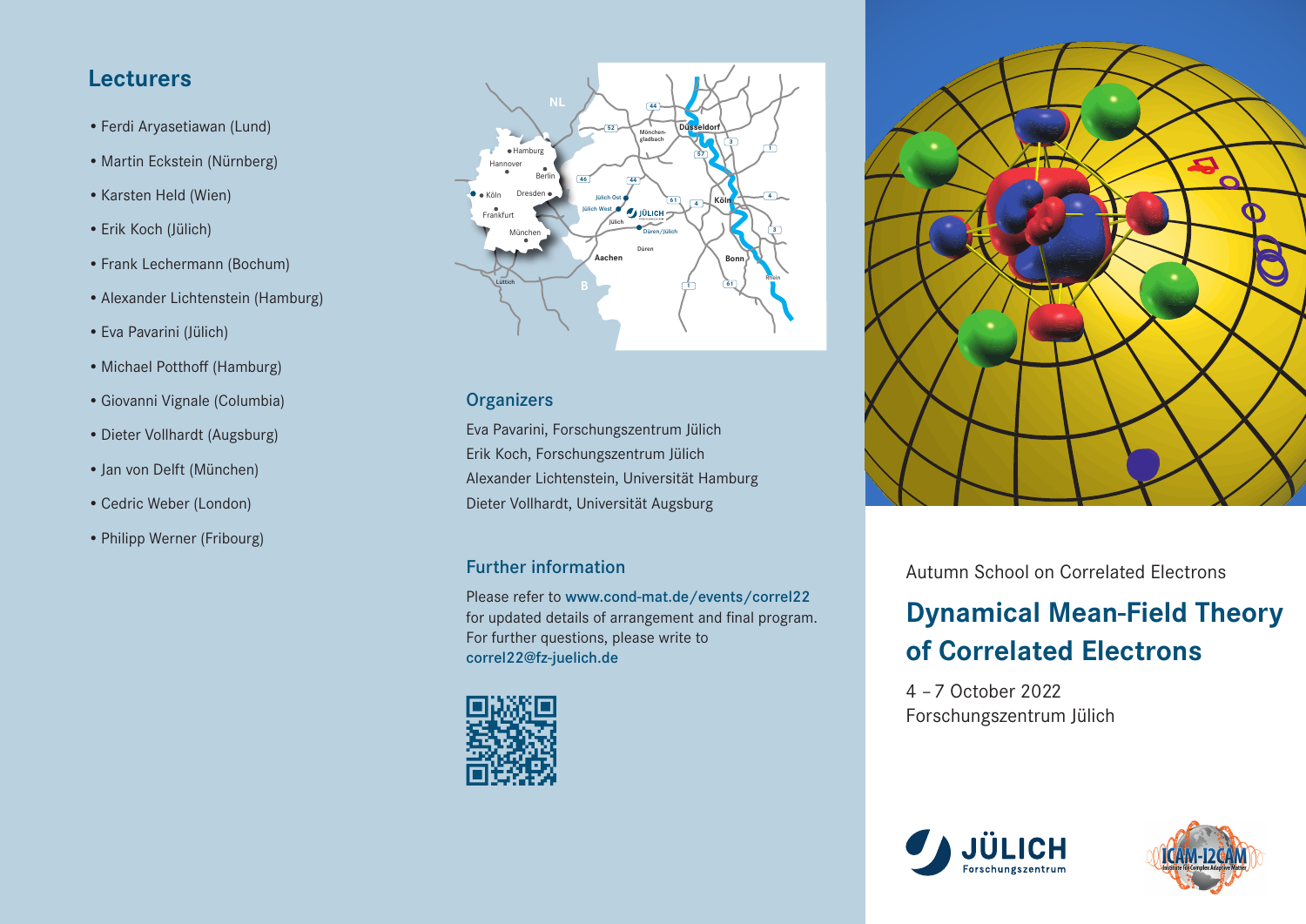## Lecturers

- Ferdi Aryasetiawan (Lund)
- Martin Eckstein (Nürnberg)
- Karsten Held (Wien)
- Erik Koch (Jülich)
- Frank Lechermann (Bochum)
- Alexander Lichtenstein (Hamburg)
- Eva Pavarini (Jülich)
- Michael Potthoff (Hamburg)
- Giovanni Vignale (Columbia)
- Dieter Vollhardt (Augsburg)
- Jan von Delft (München)
- Cedric Weber (London)
- Philipp Werner (Fribourg)

## Organizers

Eva Pavarini, Forschungszentrum Jülich
Erik Koch, Forschungszentrum Jülich
Alexander Lichtenstein, Universität Hamburg
Dieter Vollhardt, Universität Augsburg

## Further information

Please refer to www.cond-mat.de/events/correl22 for updated details of arrangement and final program.
For further questions, please write to correl22@fz-juelich.de

Autumn School on Correlated Electrons

# Dynamical Mean-Field Theory of Correlated Electrons

4 – 7 October 2022
Forschungszentrum Jülich

JÜLICH Forschungszentrum

ICAM-I2CAM Institute for Complex Adaptive Matter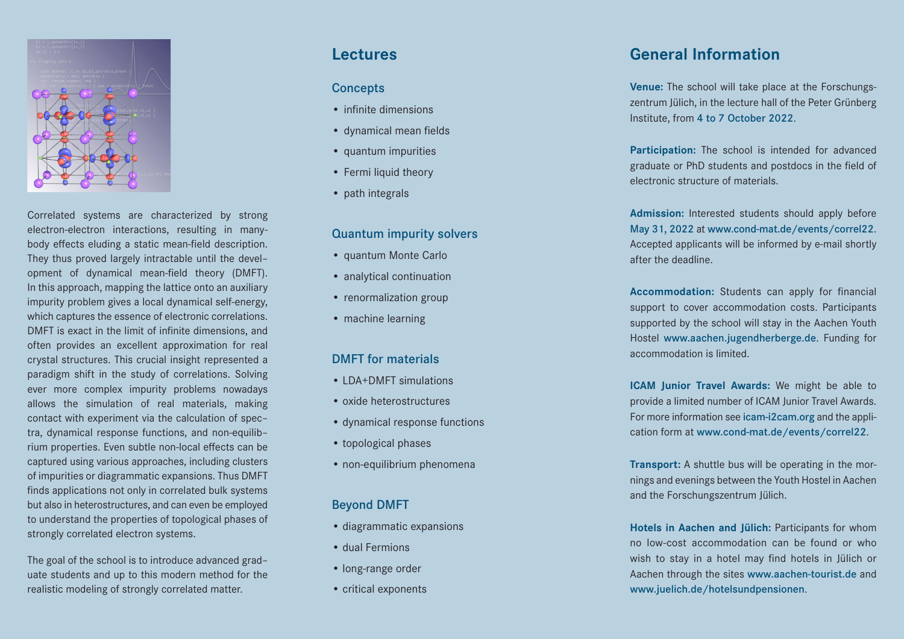Correlated systems are characterized by strong electron-electron interactions, resulting in many-body effects eluding a static mean-field description. They thus proved largely intractable until the development of dynamical mean-field theory (DMFT). In this approach, mapping the lattice onto an auxiliary impurity problem gives a local dynamical self-energy, which captures the essence of electronic correlations. DMFT is exact in the limit of infinite dimensions, and often provides an excellent approximation for real crystal structures. This crucial insight represented a paradigm shift in the study of correlations. Solving ever more complex impurity problems nowadays allows the simulation of real materials, making contact with experiment via the calculation of spectra, dynamical response functions, and non-equilibrium properties. Even subtle non-local effects can be captured using various approaches, including clusters of impurities or diagrammatic expansions. Thus DMFT finds applications not only in correlated bulk systems but also in heterostructures, and can even be employed to understand the properties of topological phases of strongly correlated electron systems.

The goal of the school is to introduce advanced graduate students and up to this modern method for the realistic modeling of strongly correlated matter.

## Lectures

### Concepts

- infinite dimensions
- dynamical mean fields
- quantum impurities
- Fermi liquid theory
- path integrals

### Quantum impurity solvers

- quantum Monte Carlo
- analytical continuation
- renormalization group
- machine learning

### DMFT for materials

- LDA+DMFT simulations
- oxide heterostructures
- dynamical response functions
- topological phases
- non-equilibrium phenomena

### Beyond DMFT

- diagrammatic expansions
- dual Fermions
- long-range order
- critical exponents

## General Information

**Venue:** The school will take place at the Forschungszentrum Jülich, in the lecture hall of the Peter Grünberg Institute, from 4 to 7 October 2022.

**Participation:** The school is intended for advanced graduate or PhD students and postdocs in the field of electronic structure of materials.

**Admission:** Interested students should apply before May 31, 2022 at www.cond-mat.de/events/correl22. Accepted applicants will be informed by e-mail shortly after the deadline.

**Accommodation:** Students can apply for financial support to cover accommodation costs. Participants supported by the school will stay in the Aachen Youth Hostel www.aachen.jugendherberge.de. Funding for accommodation is limited.

**ICAM Junior Travel Awards:** We might be able to provide a limited number of ICAM Junior Travel Awards. For more information see icam-i2cam.org and the application form at www.cond-mat.de/events/correl22.

**Transport:** A shuttle bus will be operating in the mornings and evenings between the Youth Hostel in Aachen and the Forschungszentrum Jülich.

**Hotels in Aachen and Jülich:** Participants for whom no low-cost accommodation can be found or who wish to stay in a hotel may find hotels in Jülich or Aachen through the sites www.aachen-tourist.de and www.juelich.de/hotelsundpensionen.